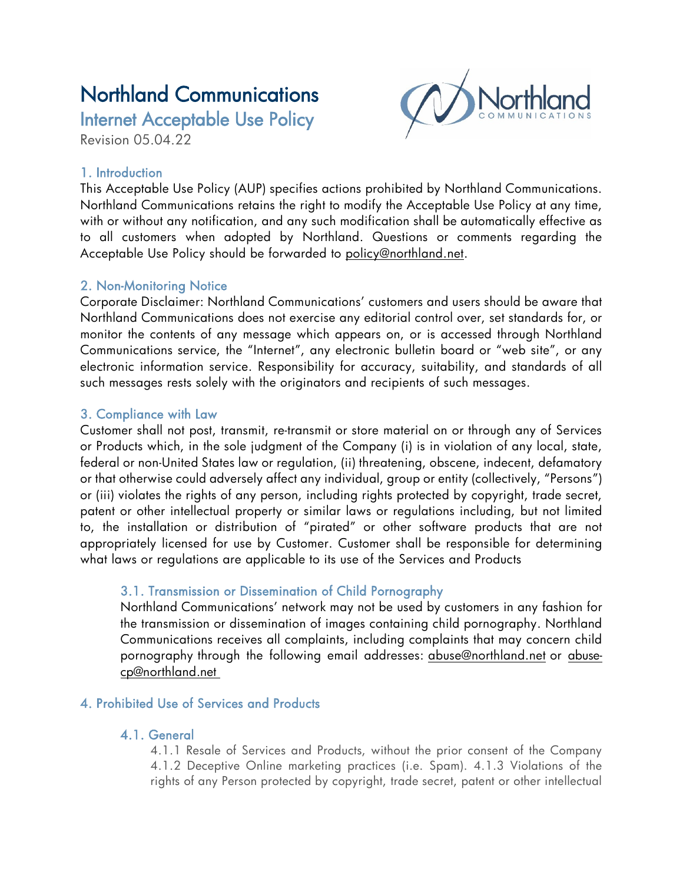# Northland Communications

## Internet Acceptable Use Policy

Revision 05.04.22

### 1. Introduction

This Acceptable Use Policy (AUP) specifies actions prohibited by Northland Communications. Northland Communications retains the right to modify the Acceptable Use Policy at any time, with or without any notification, and any such modification shall be automatically effective as to all customers when adopted by Northland. Questions or comments regarding the Acceptable Use Policy should be forwarded to policy@northland.net.

### 2. Non-Monitoring Notice

Corporate Disclaimer: Northland Communications' customers and users should be aware that Northland Communications does not exercise any editorial control over, set standards for, or monitor the contents of any message which appears on, or is accessed through Northland Communications service, the "Internet", any electronic bulletin board or "web site", or any electronic information service. Responsibility for accuracy, suitability, and standards of all such messages rests solely with the originators and recipients of such messages.

### 3. Compliance with Law

Customer shall not post, transmit, re-transmit or store material on or through any of Services or Products which, in the sole judgment of the Company (i) is in violation of any local, state, federal or non-United States law or regulation, (ii) threatening, obscene, indecent, defamatory or that otherwise could adversely affect any individual, group or entity (collectively, "Persons") or (iii) violates the rights of any person, including rights protected by copyright, trade secret, patent or other intellectual property or similar laws or regulations including, but not limited to, the installation or distribution of "pirated" or other software products that are not appropriately licensed for use by Customer. Customer shall be responsible for determining what laws or regulations are applicable to its use of the Services and Products

#### 3.1. Transmission or Dissemination of Child Pornography

Northland Communications' network may not be used by customers in any fashion for the transmission or dissemination of images containing child pornography. Northland Communications receives all complaints, including complaints that may concern child pornography through the following email addresses: abuse@northland.net or abuse-cp@northland.net

### 4. Prohibited Use of Services and Products

#### 4.1. General

4.1.1 Resale of Services and Products, without the prior consent of the Company 4.1.2 Deceptive Online marketing practices (i.e. Spam). 4.1.3 Violations of the rights of any Person protected by copyright, trade secret, patent or other intellectual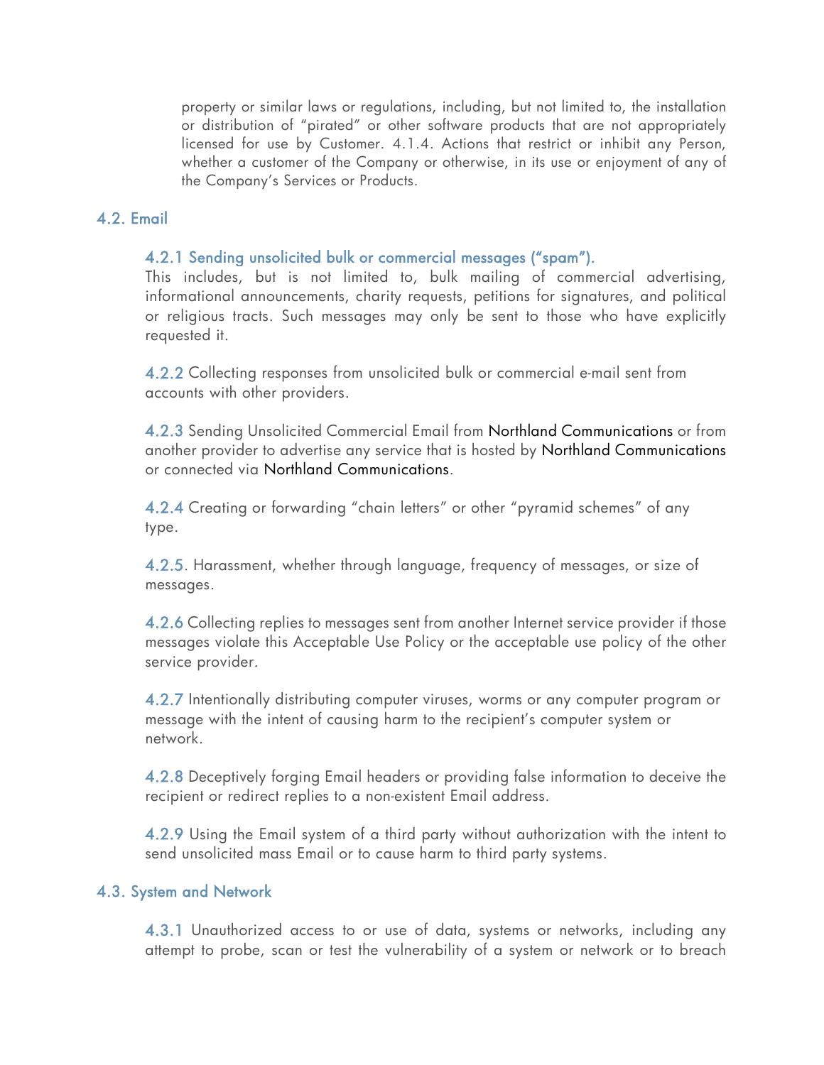property or similar laws or regulations, including, but not limited to, the installation or distribution of "pirated" or other software products that are not appropriately licensed for use by Customer. 4.1.4. Actions that restrict or inhibit any Person, whether a customer of the Company or otherwise, in its use or enjoyment of any of the Company's Services or Products.

## 4.2. Email

### 4.2.1 Sending unsolicited bulk or commercial messages ("spam").

This includes, but is not limited to, bulk mailing of commercial advertising, informational announcements, charity requests, petitions for signatures, and political or religious tracts. Such messages may only be sent to those who have explicitly requested it.

4.2.2 Collecting responses from unsolicited bulk or commercial e-mail sent from accounts with other providers.

4.2.3 Sending Unsolicited Commercial Email from Northland Communications or from another provider to advertise any service that is hosted by Northland Communications or connected via Northland Communications.

4.2.4 Creating or forwarding "chain letters" or other "pyramid schemes" of any type.

4.2.5. Harassment, whether through language, frequency of messages, or size of messages.

4.2.6 Collecting replies to messages sent from another Internet service provider if those messages violate this Acceptable Use Policy or the acceptable use policy of the other service provider.

4.2.7 Intentionally distributing computer viruses, worms or any computer program or message with the intent of causing harm to the recipient's computer system or network.

4.2.8 Deceptively forging Email headers or providing false information to deceive the recipient or redirect replies to a non-existent Email address.

4.2.9 Using the Email system of a third party without authorization with the intent to send unsolicited mass Email or to cause harm to third party systems.

## 4.3. System and Network

4.3.1 Unauthorized access to or use of data, systems or networks, including any attempt to probe, scan or test the vulnerability of a system or network or to breach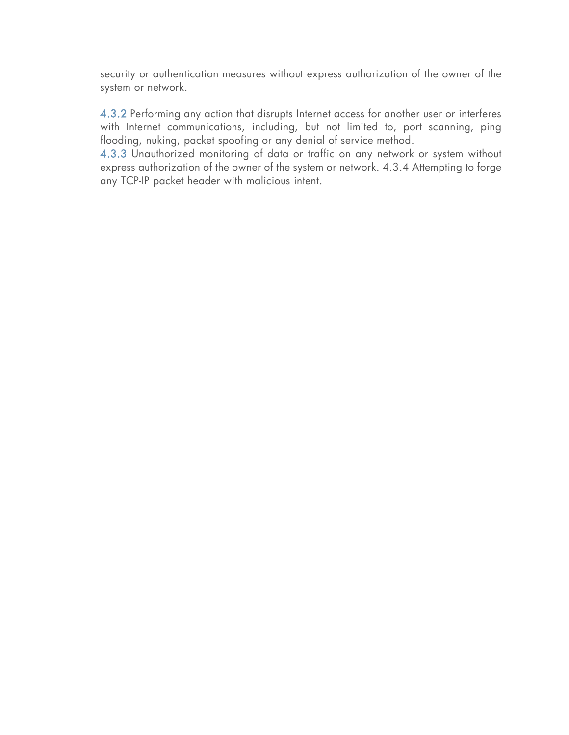security or authentication measures without express authorization of the owner of the system or network.

4.3.2 Performing any action that disrupts Internet access for another user or interferes with Internet communications, including, but not limited to, port scanning, ping flooding, nuking, packet spoofing or any denial of service method.
4.3.3 Unauthorized monitoring of data or traffic on any network or system without express authorization of the owner of the system or network. 4.3.4 Attempting to forge any TCP-IP packet header with malicious intent.